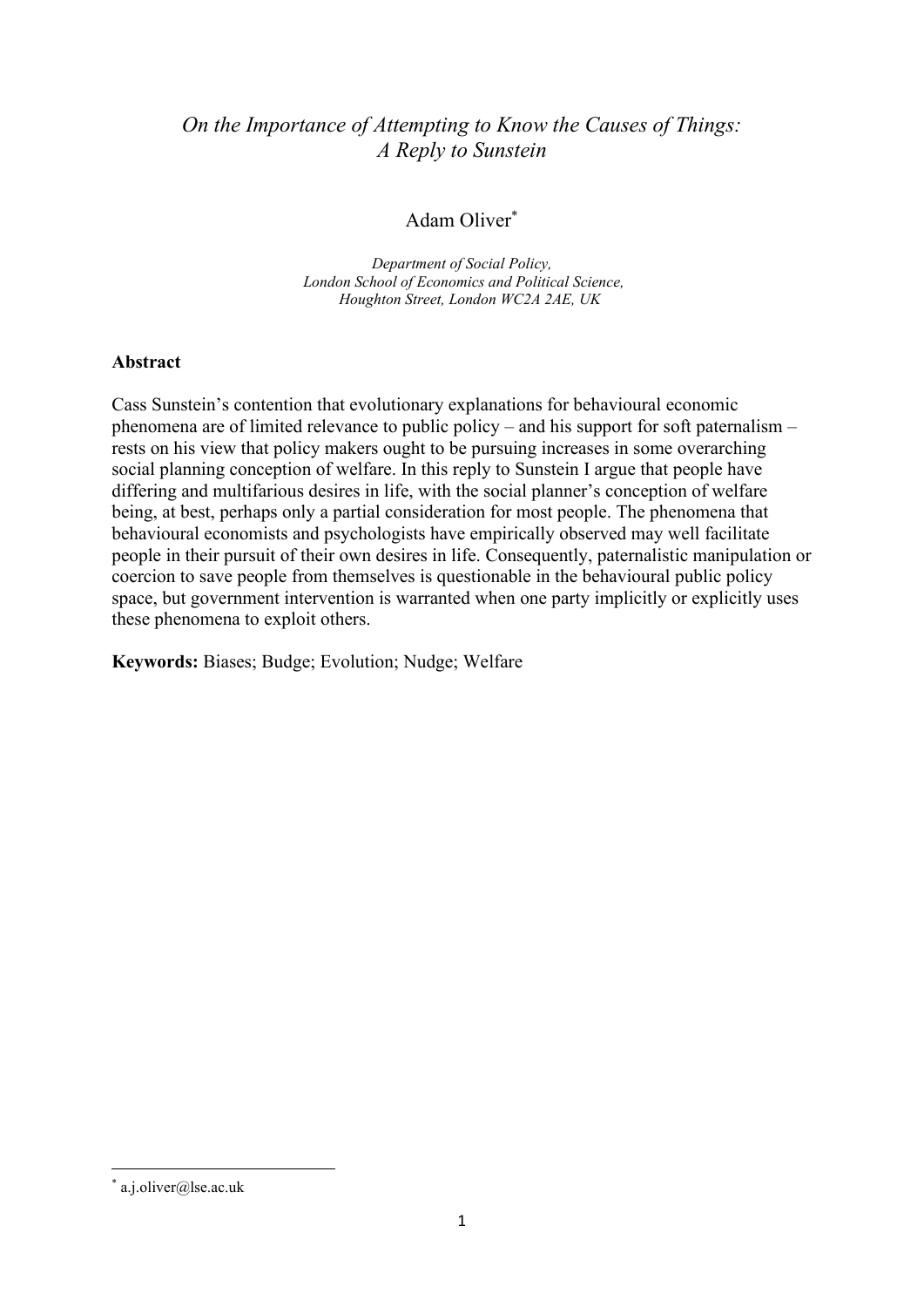# *On the Importance of Attempting to Know the Causes of Things: A Reply to Sunstein*

Adam Oliver[*]

*Department of Social Policy, London School of Economics and Political Science, Houghton Street, London WC2A 2AE, UK*

**Abstract**

Cass Sunstein's contention that evolutionary explanations for behavioural economic phenomena are of limited relevance to public policy – and his support for soft paternalism – rests on his view that policy makers ought to be pursuing increases in some overarching social planning conception of welfare. In this reply to Sunstein I argue that people have differing and multifarious desires in life, with the social planner's conception of welfare being, at best, perhaps only a partial consideration for most people. The phenomena that behavioural economists and psychologists have empirically observed may well facilitate people in their pursuit of their own desires in life. Consequently, paternalistic manipulation or coercion to save people from themselves is questionable in the behavioural public policy space, but government intervention is warranted when one party implicitly or explicitly uses these phenomena to exploit others.

**Keywords:** Biases; Budge; Evolution; Nudge; Welfare

[*] a.j.oliver@lse.ac.uk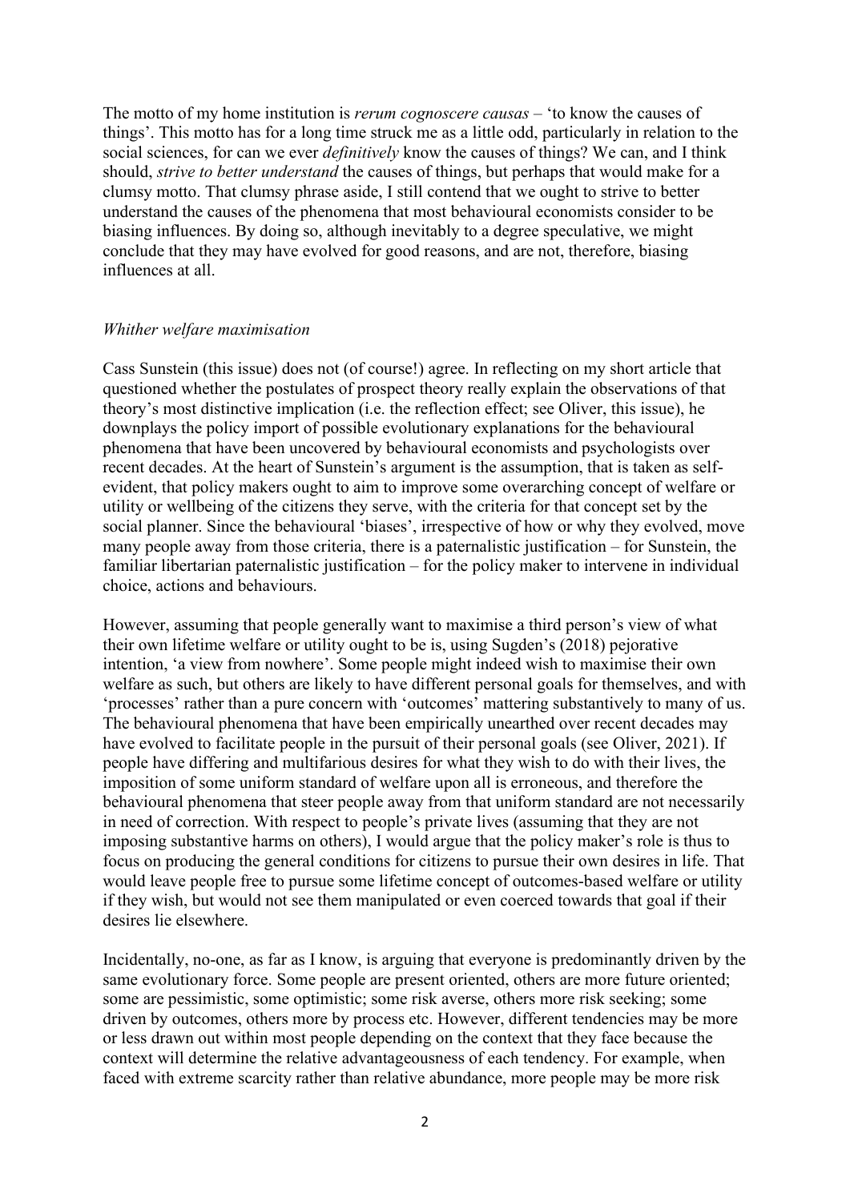The motto of my home institution is *rerum cognoscere causas* – 'to know the causes of things'. This motto has for a long time struck me as a little odd, particularly in relation to the social sciences, for can we ever *definitively* know the causes of things? We can, and I think should, *strive to better understand* the causes of things, but perhaps that would make for a clumsy motto. That clumsy phrase aside, I still contend that we ought to strive to better understand the causes of the phenomena that most behavioural economists consider to be biasing influences. By doing so, although inevitably to a degree speculative, we might conclude that they may have evolved for good reasons, and are not, therefore, biasing influences at all.

### *Whither welfare maximisation*

Cass Sunstein (this issue) does not (of course!) agree. In reflecting on my short article that questioned whether the postulates of prospect theory really explain the observations of that theory's most distinctive implication (i.e. the reflection effect; see Oliver, this issue), he downplays the policy import of possible evolutionary explanations for the behavioural phenomena that have been uncovered by behavioural economists and psychologists over recent decades. At the heart of Sunstein's argument is the assumption, that is taken as self-evident, that policy makers ought to aim to improve some overarching concept of welfare or utility or wellbeing of the citizens they serve, with the criteria for that concept set by the social planner. Since the behavioural 'biases', irrespective of how or why they evolved, move many people away from those criteria, there is a paternalistic justification – for Sunstein, the familiar libertarian paternalistic justification – for the policy maker to intervene in individual choice, actions and behaviours.

However, assuming that people generally want to maximise a third person's view of what their own lifetime welfare or utility ought to be is, using Sugden's (2018) pejorative intention, 'a view from nowhere'. Some people might indeed wish to maximise their own welfare as such, but others are likely to have different personal goals for themselves, and with 'processes' rather than a pure concern with 'outcomes' mattering substantively to many of us. The behavioural phenomena that have been empirically unearthed over recent decades may have evolved to facilitate people in the pursuit of their personal goals (see Oliver, 2021). If people have differing and multifarious desires for what they wish to do with their lives, the imposition of some uniform standard of welfare upon all is erroneous, and therefore the behavioural phenomena that steer people away from that uniform standard are not necessarily in need of correction. With respect to people's private lives (assuming that they are not imposing substantive harms on others), I would argue that the policy maker's role is thus to focus on producing the general conditions for citizens to pursue their own desires in life. That would leave people free to pursue some lifetime concept of outcomes-based welfare or utility if they wish, but would not see them manipulated or even coerced towards that goal if their desires lie elsewhere.

Incidentally, no-one, as far as I know, is arguing that everyone is predominantly driven by the same evolutionary force. Some people are present oriented, others are more future oriented; some are pessimistic, some optimistic; some risk averse, others more risk seeking; some driven by outcomes, others more by process etc. However, different tendencies may be more or less drawn out within most people depending on the context that they face because the context will determine the relative advantageousness of each tendency. For example, when faced with extreme scarcity rather than relative abundance, more people may be more risk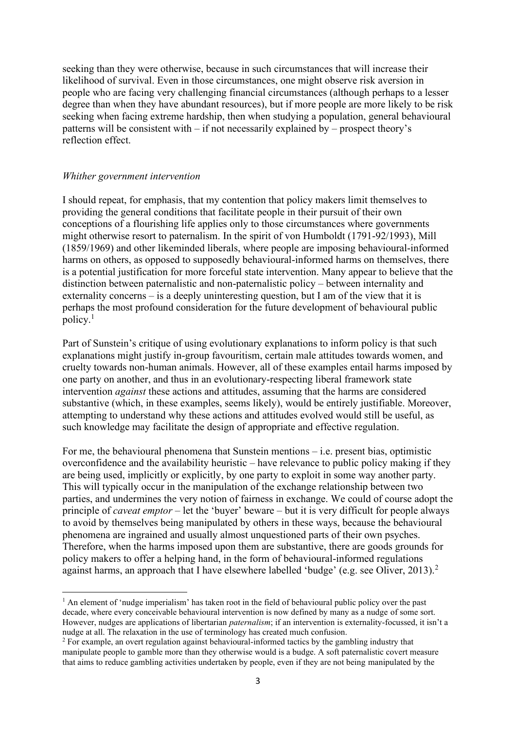seeking than they were otherwise, because in such circumstances that will increase their likelihood of survival. Even in those circumstances, one might observe risk aversion in people who are facing very challenging financial circumstances (although perhaps to a lesser degree than when they have abundant resources), but if more people are more likely to be risk seeking when facing extreme hardship, then when studying a population, general behavioural patterns will be consistent with – if not necessarily explained by – prospect theory's reflection effect.

*Whither government intervention*

I should repeat, for emphasis, that my contention that policy makers limit themselves to providing the general conditions that facilitate people in their pursuit of their own conceptions of a flourishing life applies only to those circumstances where governments might otherwise resort to paternalism. In the spirit of von Humboldt (1791-92/1993), Mill (1859/1969) and other likeminded liberals, where people are imposing behavioural-informed harms on others, as opposed to supposedly behavioural-informed harms on themselves, there is a potential justification for more forceful state intervention. Many appear to believe that the distinction between paternalistic and non-paternalistic policy – between internality and externality concerns – is a deeply uninteresting question, but I am of the view that it is perhaps the most profound consideration for the future development of behavioural public policy.[1]

Part of Sunstein's critique of using evolutionary explanations to inform policy is that such explanations might justify in-group favouritism, certain male attitudes towards women, and cruelty towards non-human animals. However, all of these examples entail harms imposed by one party on another, and thus in an evolutionary-respecting liberal framework state intervention *against* these actions and attitudes, assuming that the harms are considered substantive (which, in these examples, seems likely), would be entirely justifiable. Moreover, attempting to understand why these actions and attitudes evolved would still be useful, as such knowledge may facilitate the design of appropriate and effective regulation.

For me, the behavioural phenomena that Sunstein mentions – i.e. present bias, optimistic overconfidence and the availability heuristic – have relevance to public policy making if they are being used, implicitly or explicitly, by one party to exploit in some way another party. This will typically occur in the manipulation of the exchange relationship between two parties, and undermines the very notion of fairness in exchange. We could of course adopt the principle of *caveat emptor* – let the 'buyer' beware – but it is very difficult for people always to avoid by themselves being manipulated by others in these ways, because the behavioural phenomena are ingrained and usually almost unquestioned parts of their own psyches. Therefore, when the harms imposed upon them are substantive, there are goods grounds for policy makers to offer a helping hand, in the form of behavioural-informed regulations against harms, an approach that I have elsewhere labelled 'budge' (e.g. see Oliver, 2013).[2]

[1] An element of 'nudge imperialism' has taken root in the field of behavioural public policy over the past decade, where every conceivable behavioural intervention is now defined by many as a nudge of some sort. However, nudges are applications of libertarian *paternalism*; if an intervention is externality-focussed, it isn't a nudge at all. The relaxation in the use of terminology has created much confusion.

[2] For example, an overt regulation against behavioural-informed tactics by the gambling industry that manipulate people to gamble more than they otherwise would is a budge. A soft paternalistic covert measure that aims to reduce gambling activities undertaken by people, even if they are not being manipulated by the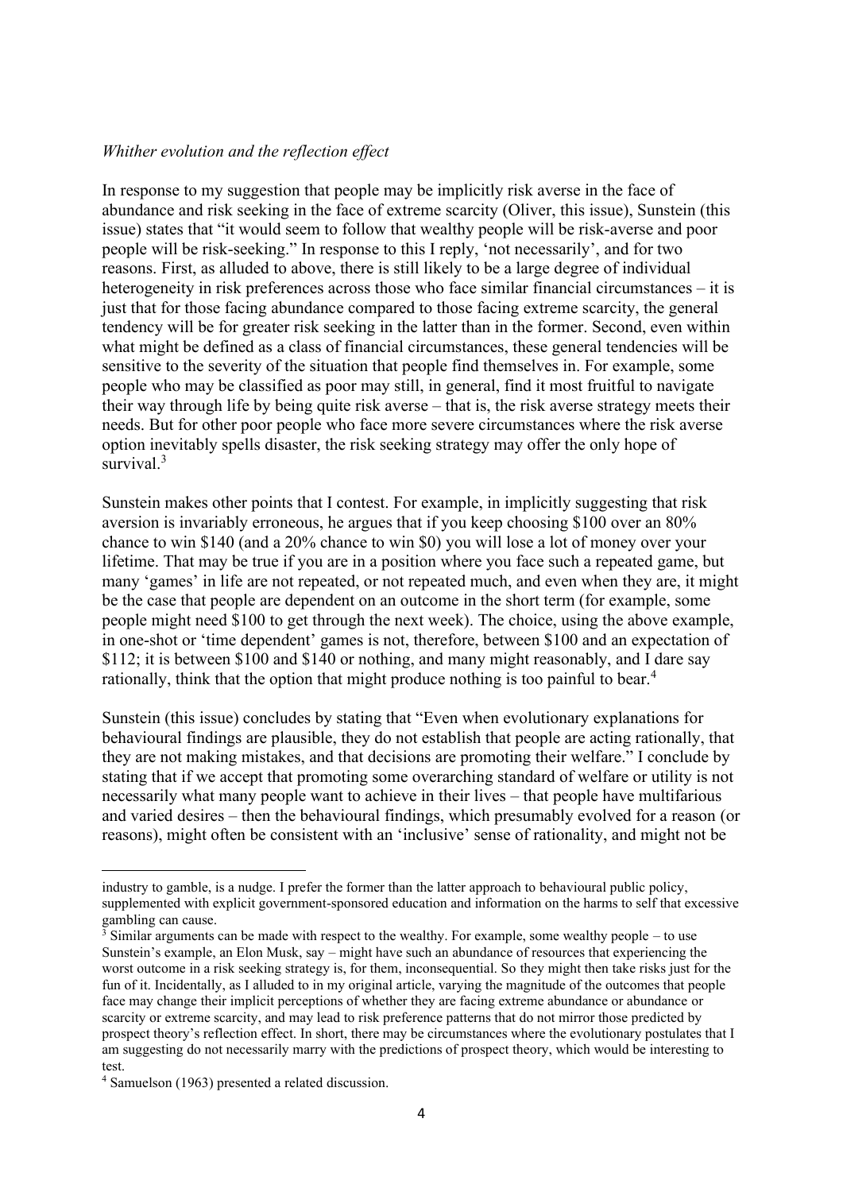*Whither evolution and the reflection effect*

In response to my suggestion that people may be implicitly risk averse in the face of abundance and risk seeking in the face of extreme scarcity (Oliver, this issue), Sunstein (this issue) states that "it would seem to follow that wealthy people will be risk-averse and poor people will be risk-seeking." In response to this I reply, 'not necessarily', and for two reasons. First, as alluded to above, there is still likely to be a large degree of individual heterogeneity in risk preferences across those who face similar financial circumstances – it is just that for those facing abundance compared to those facing extreme scarcity, the general tendency will be for greater risk seeking in the latter than in the former. Second, even within what might be defined as a class of financial circumstances, these general tendencies will be sensitive to the severity of the situation that people find themselves in. For example, some people who may be classified as poor may still, in general, find it most fruitful to navigate their way through life by being quite risk averse – that is, the risk averse strategy meets their needs. But for other poor people who face more severe circumstances where the risk averse option inevitably spells disaster, the risk seeking strategy may offer the only hope of survival.[3]

Sunstein makes other points that I contest. For example, in implicitly suggesting that risk aversion is invariably erroneous, he argues that if you keep choosing $100 over an 80% chance to win $140 (and a 20% chance to win $0) you will lose a lot of money over your lifetime. That may be true if you are in a position where you face such a repeated game, but many 'games' in life are not repeated, or not repeated much, and even when they are, it might be the case that people are dependent on an outcome in the short term (for example, some people might need $100 to get through the next week). The choice, using the above example, in one-shot or 'time dependent' games is not, therefore, between $100 and an expectation of $112; it is between $100 and $140 or nothing, and many might reasonably, and I dare say rationally, think that the option that might produce nothing is too painful to bear.[4]

Sunstein (this issue) concludes by stating that "Even when evolutionary explanations for behavioural findings are plausible, they do not establish that people are acting rationally, that they are not making mistakes, and that decisions are promoting their welfare." I conclude by stating that if we accept that promoting some overarching standard of welfare or utility is not necessarily what many people want to achieve in their lives – that people have multifarious and varied desires – then the behavioural findings, which presumably evolved for a reason (or reasons), might often be consistent with an 'inclusive' sense of rationality, and might not be

---

industry to gamble, is a nudge. I prefer the former than the latter approach to behavioural public policy, supplemented with explicit government-sponsored education and information on the harms to self that excessive gambling can cause.

[3] Similar arguments can be made with respect to the wealthy. For example, some wealthy people – to use Sunstein's example, an Elon Musk, say – might have such an abundance of resources that experiencing the worst outcome in a risk seeking strategy is, for them, inconsequential. So they might then take risks just for the fun of it. Incidentally, as I alluded to in my original article, varying the magnitude of the outcomes that people face may change their implicit perceptions of whether they are facing extreme abundance or abundance or scarcity or extreme scarcity, and may lead to risk preference patterns that do not mirror those predicted by prospect theory's reflection effect. In short, there may be circumstances where the evolutionary postulates that I am suggesting do not necessarily marry with the predictions of prospect theory, which would be interesting to test.

[4] Samuelson (1963) presented a related discussion.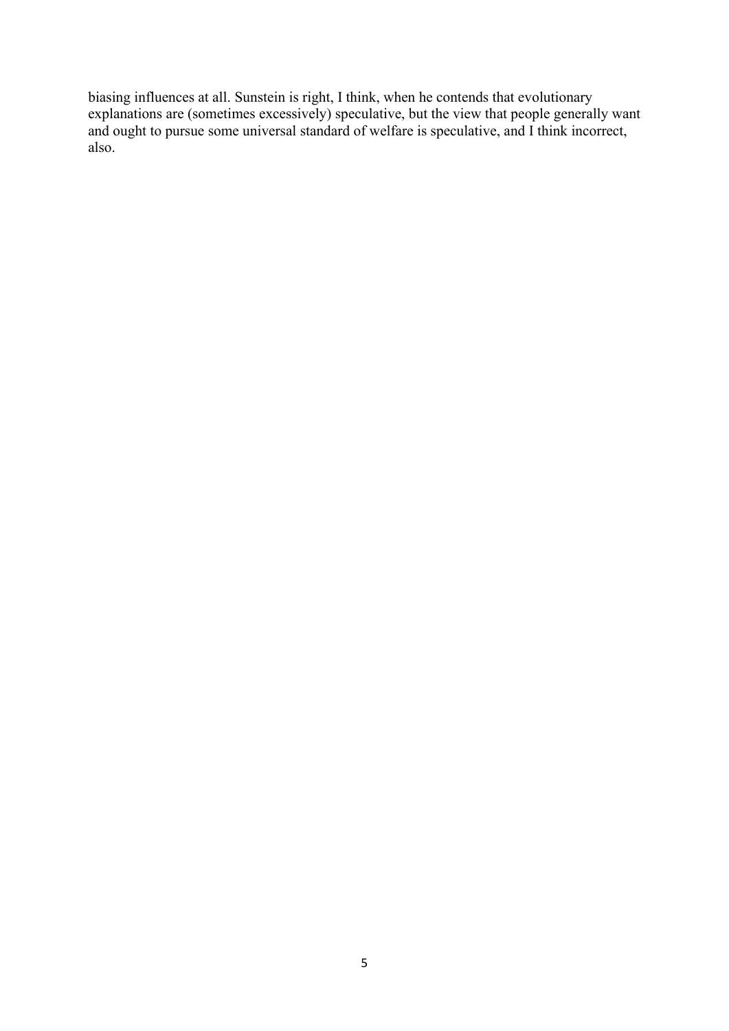biasing influences at all. Sunstein is right, I think, when he contends that evolutionary explanations are (sometimes excessively) speculative, but the view that people generally want and ought to pursue some universal standard of welfare is speculative, and I think incorrect, also.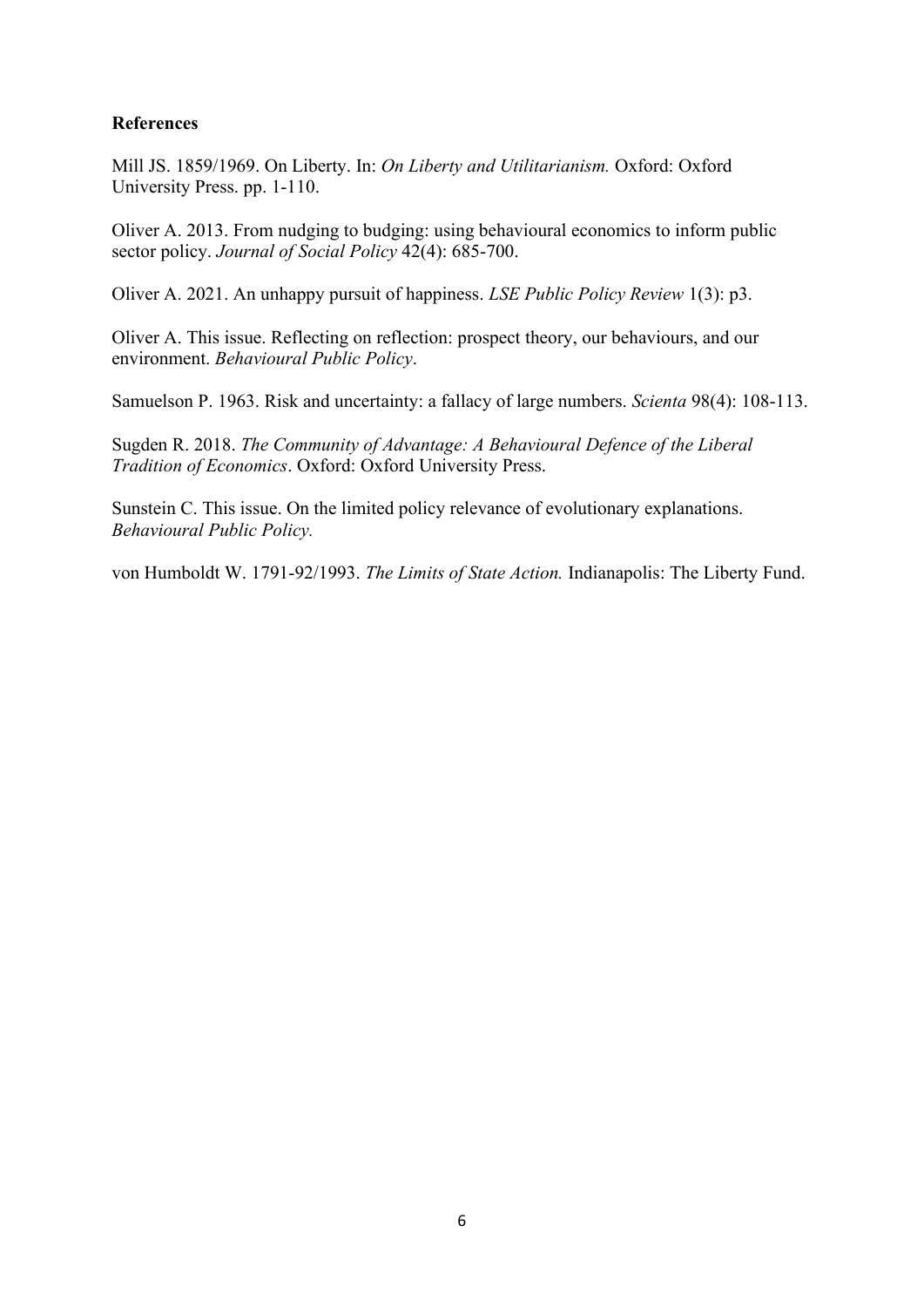**References**

Mill JS. 1859/1969. On Liberty. In: *On Liberty and Utilitarianism.* Oxford: Oxford University Press. pp. 1-110.

Oliver A. 2013. From nudging to budging: using behavioural economics to inform public sector policy. *Journal of Social Policy* 42(4): 685-700.

Oliver A. 2021. An unhappy pursuit of happiness. *LSE Public Policy Review* 1(3): p3.

Oliver A. This issue. Reflecting on reflection: prospect theory, our behaviours, and our environment. *Behavioural Public Policy*.

Samuelson P. 1963. Risk and uncertainty: a fallacy of large numbers. *Scienta* 98(4): 108-113.

Sugden R. 2018. *The Community of Advantage: A Behavioural Defence of the Liberal Tradition of Economics*. Oxford: Oxford University Press.

Sunstein C. This issue. On the limited policy relevance of evolutionary explanations. *Behavioural Public Policy.*

von Humboldt W. 1791-92/1993. *The Limits of State Action.* Indianapolis: The Liberty Fund.